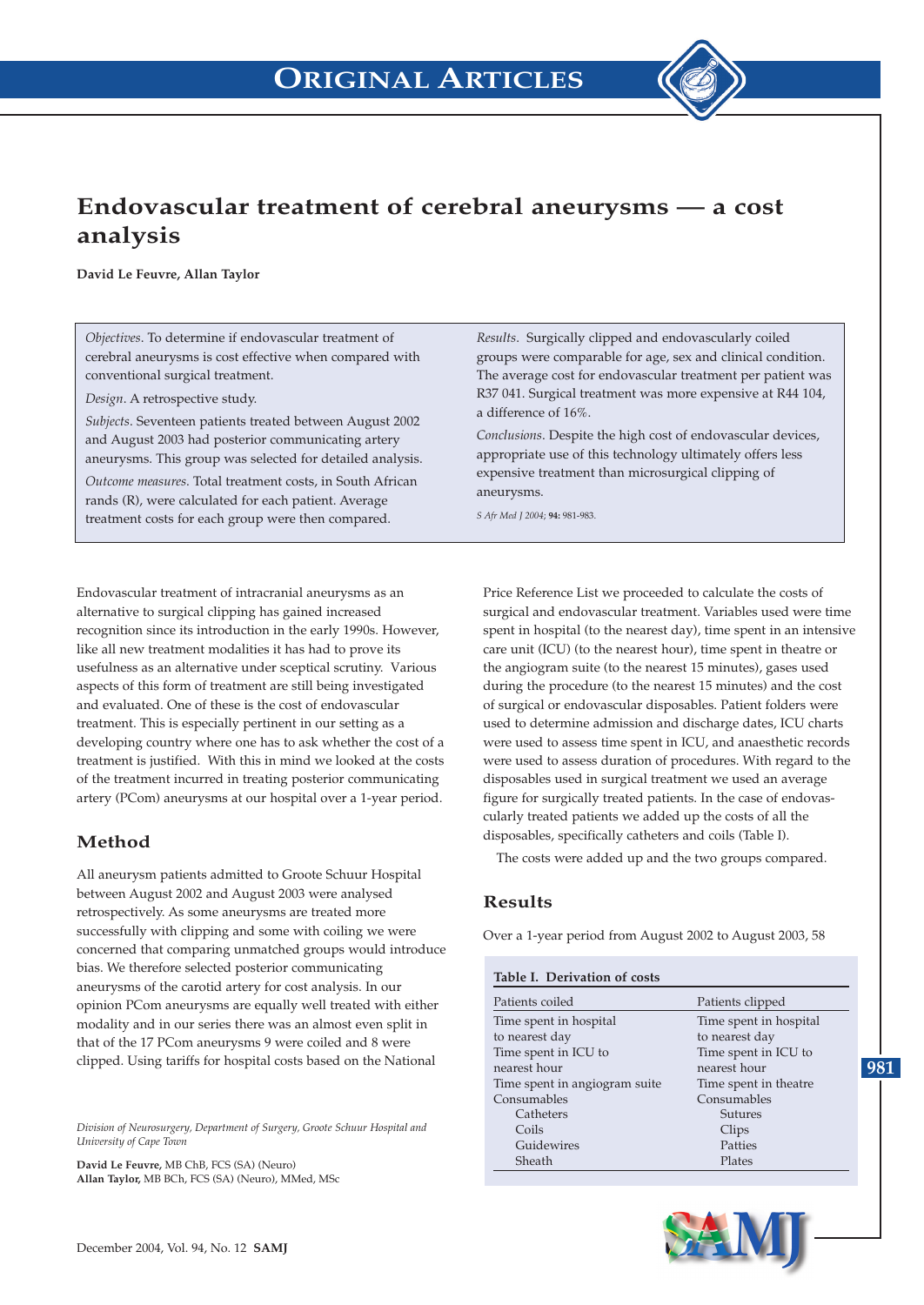# Endovascular treatment of cerebral aneurysms — a cost analysis

**David Le Feuvre, Allan Taylor**

*Objectives*. To determine if endovascular treatment of cerebral aneurysms is cost effective when compared with conventional surgical treatment.

*Design*. A retrospective study.

*Subjects*. Seventeen patients treated between August 2002 and August 2003 had posterior communicating artery aneurysms. This group was selected for detailed analysis.

*Outcome measures*. Total treatment costs, in South African rands (R), were calculated for each patient. Average treatment costs for each group were then compared.

*Results*. Surgically clipped and endovascularly coiled groups were comparable for age, sex and clinical condition. The average cost for endovascular treatment per patient was R37 041. Surgical treatment was more expensive at R44 104, a difference of 16%.

*Conclusions*. Despite the high cost of endovascular devices, appropriate use of this technology ultimately offers less expensive treatment than microsurgical clipping of aneurysms.

*S Afr Med J* 2004; **94:** 981-983.

Endovascular treatment of intracranial aneurysms as an alternative to surgical clipping has gained increased recognition since its introduction in the early 1990s. However, like all new treatment modalities it has had to prove its usefulness as an alternative under sceptical scrutiny. Various aspects of this form of treatment are still being investigated and evaluated. One of these is the cost of endovascular treatment. This is especially pertinent in our setting as a developing country where one has to ask whether the cost of a treatment is justified. With this in mind we looked at the costs of the treatment incurred in treating posterior communicating artery (PCom) aneurysms at our hospital over a 1-year period.

## Method

All aneurysm patients admitted to Groote Schuur Hospital between August 2002 and August 2003 were analysed retrospectively. As some aneurysms are treated more successfully with clipping and some with coiling we were concerned that comparing unmatched groups would introduce bias. We therefore selected posterior communicating aneurysms of the carotid artery for cost analysis. In our opinion PCom aneurysms are equally well treated with either modality and in our series there was an almost even split in that of the 17 PCom aneurysms 9 were coiled and 8 were clipped. Using tariffs for hospital costs based on the National Price Reference List we proceeded to calculate the costs of surgical and endovascular treatment. Variables used were time spent in hospital (to the nearest day), time spent in an intensive care unit (ICU) (to the nearest hour), time spent in theatre or the angiogram suite (to the nearest 15 minutes), gases used during the procedure (to the nearest 15 minutes) and the cost of surgical or endovascular disposables. Patient folders were used to determine admission and discharge dates, ICU charts were used to assess time spent in ICU, and anaesthetic records were used to assess duration of procedures. With regard to the disposables used in surgical treatment we used an average figure for surgically treated patients. In the case of endovascularly treated patients we added up the costs of all the disposables, specifically catheters and coils (Table I).

The costs were added up and the two groups compared.

## Results

Over a 1-year period from August 2002 to August 2003, 58

**Table I. Derivation of costs**

| Patients coiled | Patients clipped |
|---|---|
| Time spent in hospital to nearest day | Time spent in hospital to nearest day |
| Time spent in ICU to nearest hour | Time spent in ICU to nearest hour |
| Time spent in angiogram suite | Time spent in theatre |
| Consumables | Consumables |
| Catheters | Sutures |
| Coils | Clips |
| Guidewires | Patties |
| Sheath | Plates |

*Division of Neurosurgery, Department of Surgery, Groote Schuur Hospital and University of Cape Town*

**David Le Feuvre,** MB ChB, FCS (SA) (Neuro)
**Allan Taylor,** MB BCh, FCS (SA) (Neuro), MMed, MSc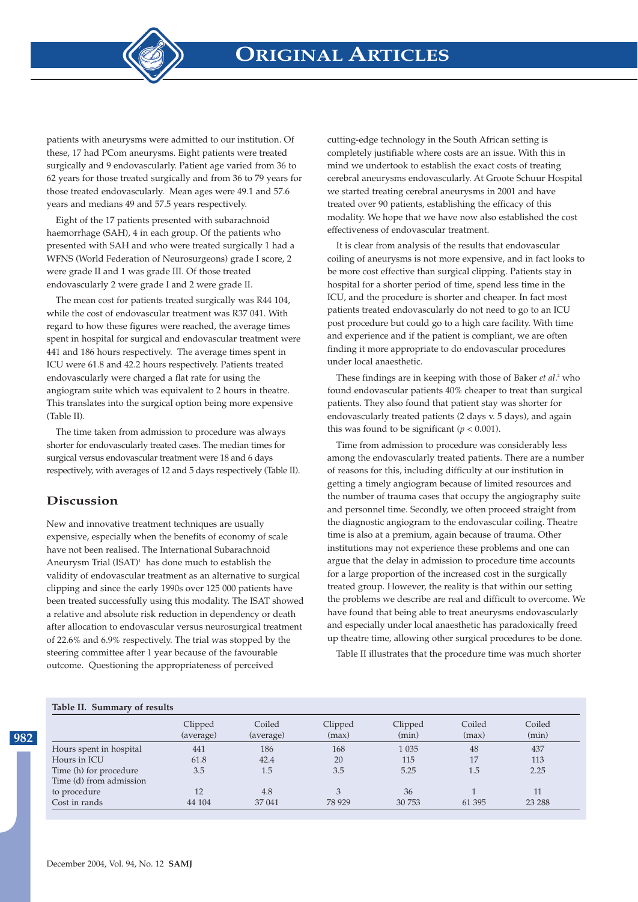patients with aneurysms were admitted to our institution. Of these, 17 had PCom aneurysms. Eight patients were treated surgically and 9 endovascularly. Patient age varied from 36 to 62 years for those treated surgically and from 36 to 79 years for those treated endovascularly. Mean ages were 49.1 and 57.6 years and medians 49 and 57.5 years respectively.

Eight of the 17 patients presented with subarachnoid haemorrhage (SAH), 4 in each group. Of the patients who presented with SAH and who were treated surgically 1 had a WFNS (World Federation of Neurosurgeons) grade I score, 2 were grade II and 1 was grade III. Of those treated endovascularly 2 were grade I and 2 were grade II.

The mean cost for patients treated surgically was R44 104, while the cost of endovascular treatment was R37 041. With regard to how these figures were reached, the average times spent in hospital for surgical and endovascular treatment were 441 and 186 hours respectively. The average times spent in ICU were 61.8 and 42.2 hours respectively. Patients treated endovascularly were charged a flat rate for using the angiogram suite which was equivalent to 2 hours in theatre. This translates into the surgical option being more expensive (Table II).

The time taken from admission to procedure was always shorter for endovascularly treated cases. The median times for surgical versus endovascular treatment were 18 and 6 days respectively, with averages of 12 and 5 days respectively (Table II).

## Discussion

New and innovative treatment techniques are usually expensive, especially when the benefits of economy of scale have not been realised. The International Subarachnoid Aneurysm Trial (ISAT)[1] has done much to establish the validity of endovascular treatment as an alternative to surgical clipping and since the early 1990s over 125 000 patients have been treated successfully using this modality. The ISAT showed a relative and absolute risk reduction in dependency or death after allocation to endovascular versus neurosurgical treatment of 22.6% and 6.9% respectively. The trial was stopped by the steering committee after 1 year because of the favourable outcome. Questioning the appropriateness of perceived cutting-edge technology in the South African setting is completely justifiable where costs are an issue. With this in mind we undertook to establish the exact costs of treating cerebral aneurysms endovascularly. At Groote Schuur Hospital we started treating cerebral aneurysms in 2001 and have treated over 90 patients, establishing the efficacy of this modality. We hope that we have now also established the cost effectiveness of endovascular treatment.

It is clear from analysis of the results that endovascular coiling of aneurysms is not more expensive, and in fact looks to be more cost effective than surgical clipping. Patients stay in hospital for a shorter period of time, spend less time in the ICU, and the procedure is shorter and cheaper. In fact most patients treated endovascularly do not need to go to an ICU post procedure but could go to a high care facility. With time and experience and if the patient is compliant, we are often finding it more appropriate to do endovascular procedures under local anaesthetic.

These findings are in keeping with those of Baker *et al.*[2] who found endovascular patients 40% cheaper to treat than surgical patients. They also found that patient stay was shorter for endovascularly treated patients (2 days v. 5 days), and again this was found to be significant ($p < 0.001$).

Time from admission to procedure was considerably less among the endovascularly treated patients. There are a number of reasons for this, including difficulty at our institution in getting a timely angiogram because of limited resources and the number of trauma cases that occupy the angiography suite and personnel time. Secondly, we often proceed straight from the diagnostic angiogram to the endovascular coiling. Theatre time is also at a premium, again because of trauma. Other institutions may not experience these problems and one can argue that the delay in admission to procedure time accounts for a large proportion of the increased cost in the surgically treated group. However, the reality is that within our setting the problems we describe are real and difficult to overcome. We have found that being able to treat aneurysms endovascularly and especially under local anaesthetic has paradoxically freed up theatre time, allowing other surgical procedures to be done.

Table II illustrates that the procedure time was much shorter

**Table II. Summary of results**

| | Clipped (average) | Coiled (average) | Clipped (max) | Clipped (min) | Coiled (max) | Coiled (min) |
|---|---|---|---|---|---|---|
| Hours spent in hospital | 441 | 186 | 168 | 1 035 | 48 | 437 |
| Hours in ICU | 61.8 | 42.4 | 20 | 115 | 17 | 113 |
| Time (h) for procedure | 3.5 | 1.5 | 3.5 | 5.25 | 1.5 | 2.25 |
| Time (d) from admission to procedure | 12 | 4.8 | 3 | 36 | 1 | 11 |
| Cost in rands | 44 104 | 37 041 | 78 929 | 30 753 | 61 395 | 23 288 |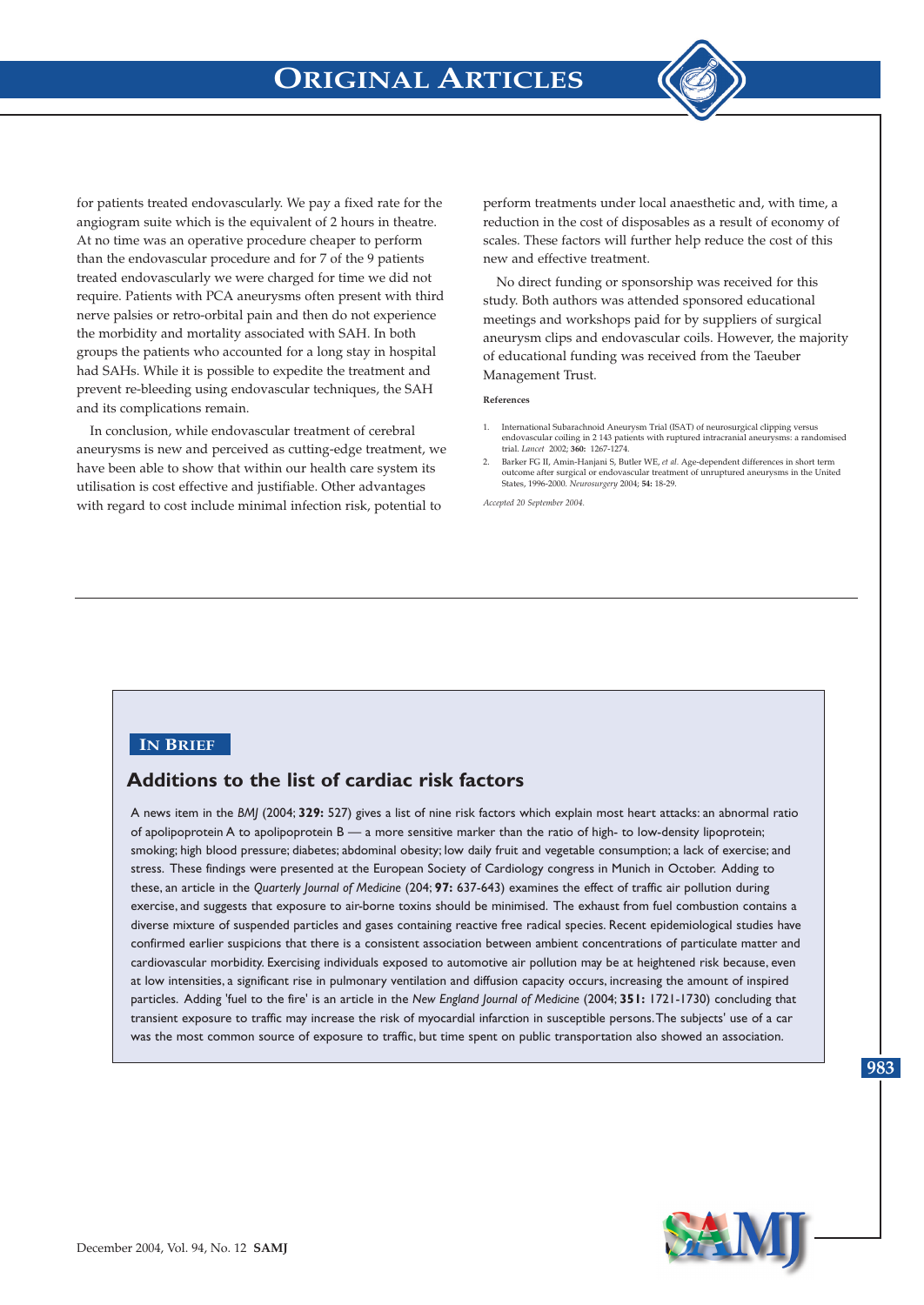for patients treated endovascularly. We pay a fixed rate for the angiogram suite which is the equivalent of 2 hours in theatre. At no time was an operative procedure cheaper to perform than the endovascular procedure and for 7 of the 9 patients treated endovascularly we were charged for time we did not require. Patients with PCA aneurysms often present with third nerve palsies or retro-orbital pain and then do not experience the morbidity and mortality associated with SAH. In both groups the patients who accounted for a long stay in hospital had SAHs. While it is possible to expedite the treatment and prevent re-bleeding using endovascular techniques, the SAH and its complications remain.

In conclusion, while endovascular treatment of cerebral aneurysms is new and perceived as cutting-edge treatment, we have been able to show that within our health care system its utilisation is cost effective and justifiable. Other advantages with regard to cost include minimal infection risk, potential to perform treatments under local anaesthetic and, with time, a reduction in the cost of disposables as a result of economy of scales. These factors will further help reduce the cost of this new and effective treatment.

No direct funding or sponsorship was received for this study. Both authors was attended sponsored educational meetings and workshops paid for by suppliers of surgical aneurysm clips and endovascular coils. However, the majority of educational funding was received from the Taeuber Management Trust.

#### References

1. International Subarachnoid Aneurysm Trial (ISAT) of neurosurgical clipping versus endovascular coiling in 2 143 patients with ruptured intracranial aneurysms: a randomised trial. *Lancet* 2002; **360:** 1267-1274.
2. Barker FG II, Amin-Hanjani S, Butler WE, *et al*. Age-dependent differences in short term outcome after surgical or endovascular treatment of unruptured aneurysms in the United States, 1996-2000. *Neurosurgery* 2004; **54:** 18-29.

*Accepted 20 September 2004.*

---

**IN BRIEF**

## Additions to the list of cardiac risk factors

A news item in the *BMJ* (2004; **329:** 527) gives a list of nine risk factors which explain most heart attacks: an abnormal ratio of apolipoprotein A to apolipoprotein B — a more sensitive marker than the ratio of high- to low-density lipoprotein; smoking; high blood pressure; diabetes; abdominal obesity; low daily fruit and vegetable consumption; a lack of exercise; and stress. These findings were presented at the European Society of Cardiology congress in Munich in October. Adding to these, an article in the *Quarterly Journal of Medicine* (204; **97:** 637-643) examines the effect of traffic air pollution during exercise, and suggests that exposure to air-borne toxins should be minimised. The exhaust from fuel combustion contains a diverse mixture of suspended particles and gases containing reactive free radical species. Recent epidemiological studies have confirmed earlier suspicions that there is a consistent association between ambient concentrations of particulate matter and cardiovascular morbidity. Exercising individuals exposed to automotive air pollution may be at heightened risk because, even at low intensities, a significant rise in pulmonary ventilation and diffusion capacity occurs, increasing the amount of inspired particles. Adding 'fuel to the fire' is an article in the *New England Journal of Medicine* (2004; **351:** 1721-1730) concluding that transient exposure to traffic may increase the risk of myocardial infarction in susceptible persons. The subjects' use of a car was the most common source of exposure to traffic, but time spent on public transportation also showed an association.